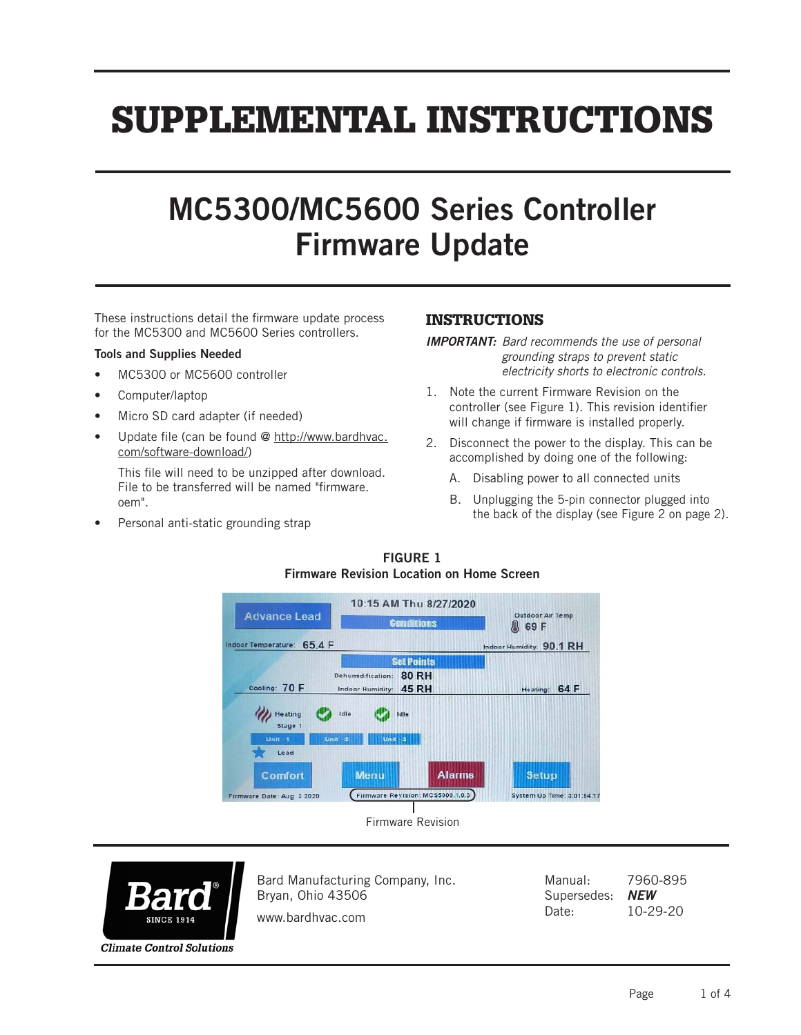# SUPPLEMENTAL INSTRUCTIONS

## MC5300/MC5600 Series Controller Firmware Update

These instructions detail the firmware update process for the MC5300 and MC5600 Series controllers.

**Tools and Supplies Needed**

- MC5300 or MC5600 controller
- Computer/laptop
- Micro SD card adapter (if needed)
- Update file (can be found @ http://www.bardhvac.com/software-download/)

  This file will need to be unzipped after download. File to be transferred will be named "firmware.oem".
- Personal anti-static grounding strap

### INSTRUCTIONS

***IMPORTANT:*** *Bard recommends the use of personal grounding straps to prevent static electricity shorts to electronic controls.*

1. Note the current Firmware Revision on the controller (see Figure 1). This revision identifier will change if firmware is installed properly.
2. Disconnect the power to the display. This can be accomplished by doing one of the following:
   A. Disabling power to all connected units
   B. Unplugging the 5-pin connector plugged into the back of the display (see Figure 2 on page 2).

**FIGURE 1**
**Firmware Revision Location on Home Screen**

Firmware Revision

Bard Manufacturing Company, Inc.
Bryan, Ohio 43506

www.bardhvac.com

Manual: 7960-895
Supersedes: ***NEW***
Date: 10-29-20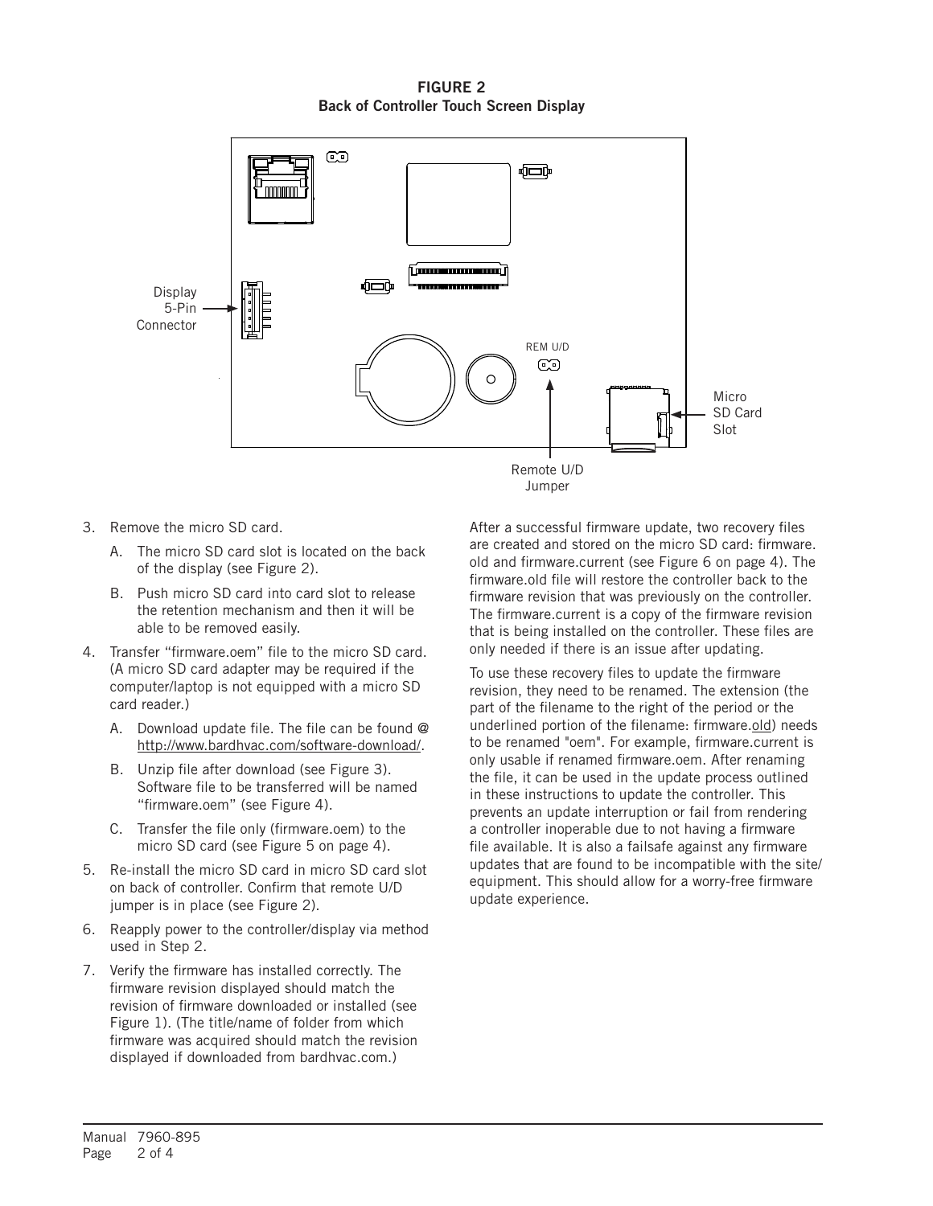**FIGURE 2**
**Back of Controller Touch Screen Display**

Display 5-Pin Connector

REM U/D

Micro SD Card Slot

Remote U/D Jumper

3. Remove the micro SD card.
   A. The micro SD card slot is located on the back of the display (see Figure 2).
   B. Push micro SD card into card slot to release the retention mechanism and then it will be able to be removed easily.
4. Transfer "firmware.oem" file to the micro SD card. (A micro SD card adapter may be required if the computer/laptop is not equipped with a micro SD card reader.)
   A. Download update file. The file can be found @ http://www.bardhvac.com/software-download/.
   B. Unzip file after download (see Figure 3). Software file to be transferred will be named "firmware.oem" (see Figure 4).
   C. Transfer the file only (firmware.oem) to the micro SD card (see Figure 5 on page 4).
5. Re-install the micro SD card in micro SD card slot on back of controller. Confirm that remote U/D jumper is in place (see Figure 2).
6. Reapply power to the controller/display via method used in Step 2.
7. Verify the firmware has installed correctly. The firmware revision displayed should match the revision of firmware downloaded or installed (see Figure 1). (The title/name of folder from which firmware was acquired should match the revision displayed if downloaded from bardhvac.com.)

After a successful firmware update, two recovery files are created and stored on the micro SD card: firmware.old and firmware.current (see Figure 6 on page 4). The firmware.old file will restore the controller back to the firmware revision that was previously on the controller. The firmware.current is a copy of the firmware revision that is being installed on the controller. These files are only needed if there is an issue after updating.

To use these recovery files to update the firmware revision, they need to be renamed. The extension (the part of the filename to the right of the period or the underlined portion of the filename: firmware.old) needs to be renamed "oem". For example, firmware.current is only usable if renamed firmware.oem. After renaming the file, it can be used in the update process outlined in these instructions to update the controller. This prevents an update interruption or fail from rendering a controller inoperable due to not having a firmware file available. It is also a failsafe against any firmware updates that are found to be incompatible with the site/equipment. This should allow for a worry-free firmware update experience.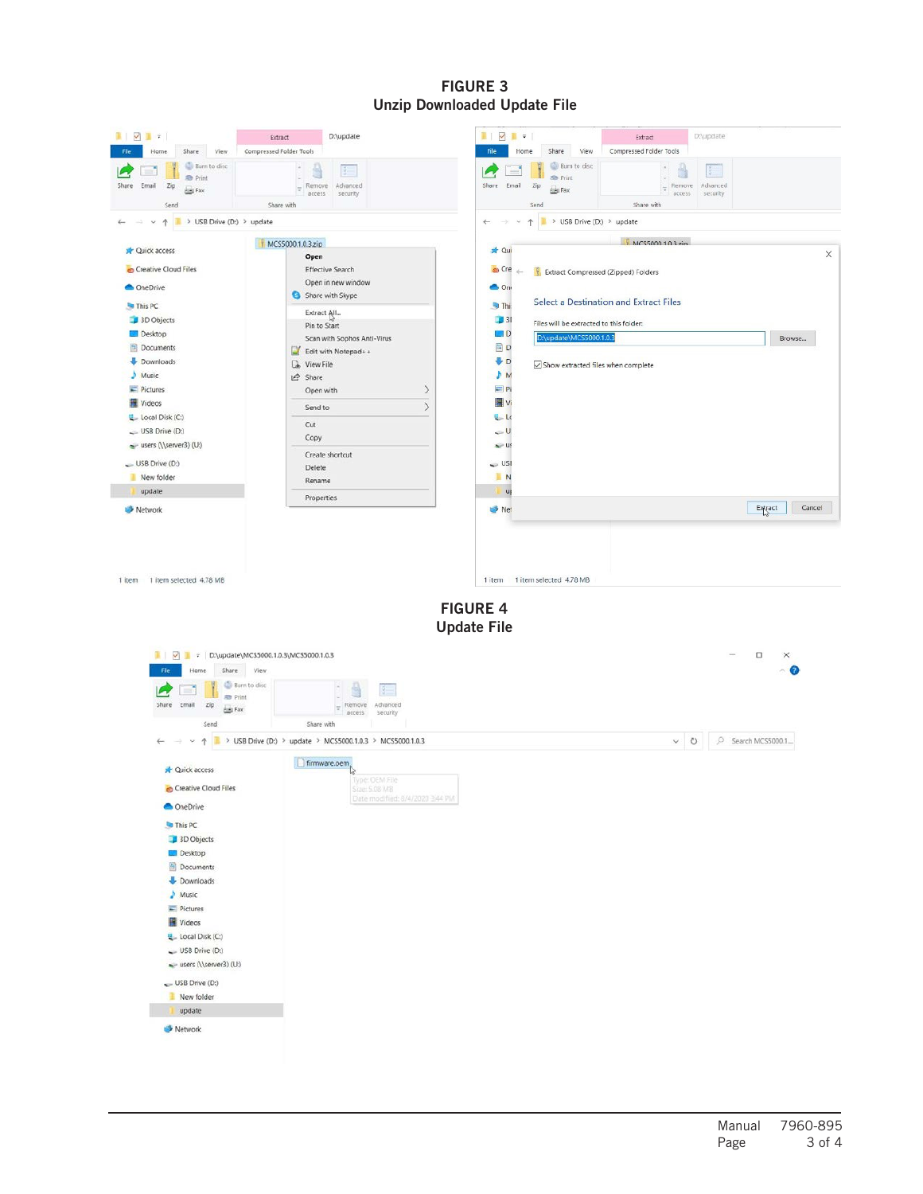# FIGURE 3

## Unzip Downloaded Update File

# FIGURE 4

## Update File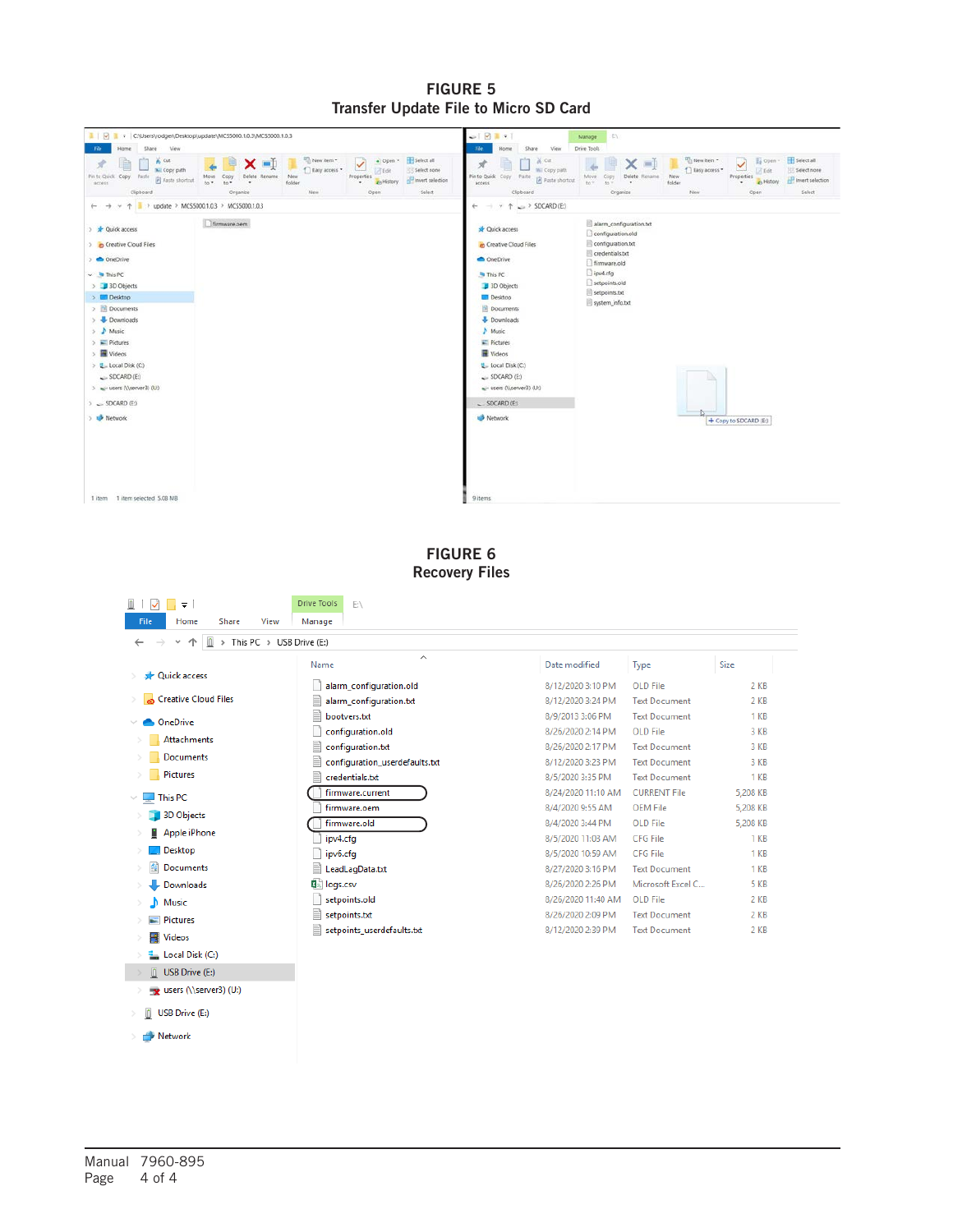# FIGURE 5
## Transfer Update File to Micro SD Card

# FIGURE 6
## Recovery Files